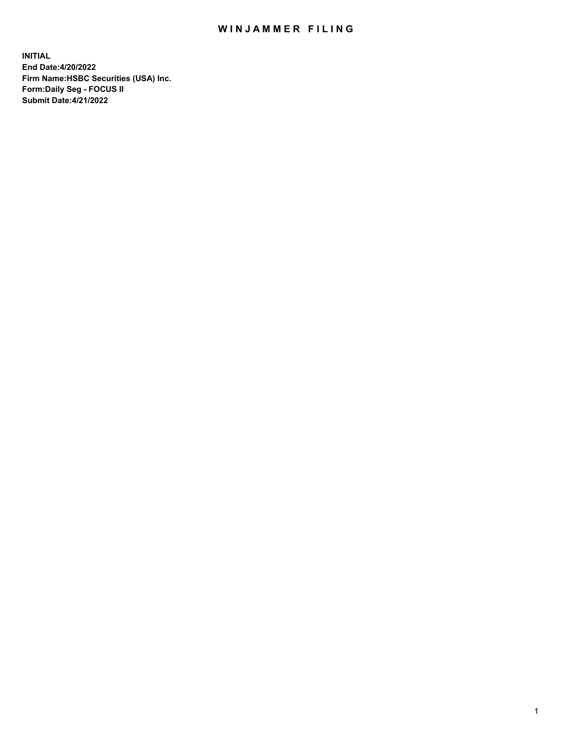# WINJAMMER FILING

**INITIAL**
**End Date:4/20/2022**
**Firm Name:HSBC Securities (USA) Inc.**
**Form:Daily Seg - FOCUS II**
**Submit Date:4/21/2022**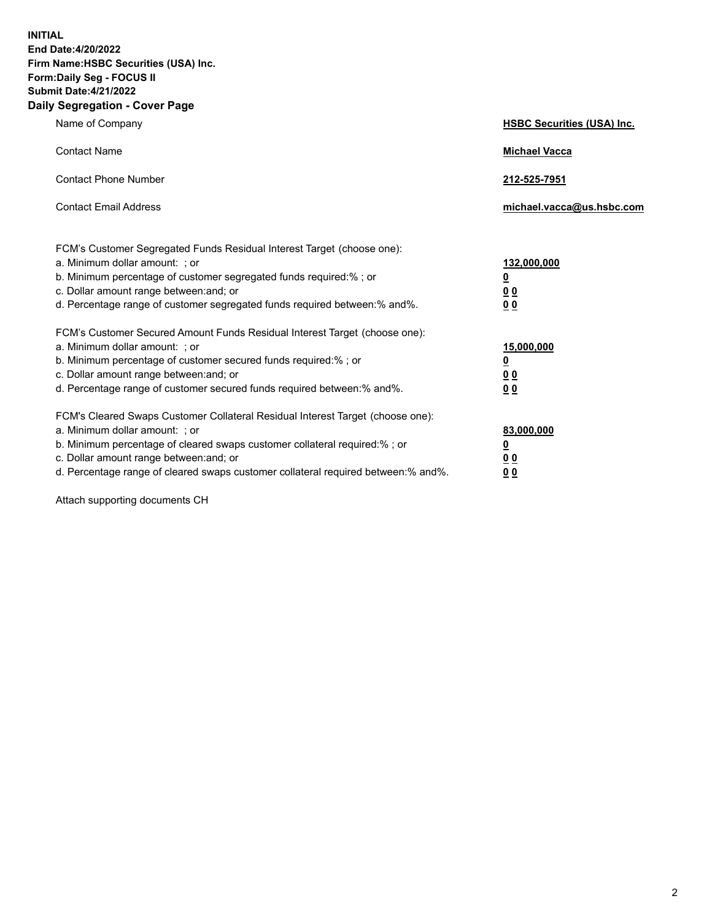**INITIAL**
**End Date:4/20/2022**
**Firm Name:HSBC Securities (USA) Inc.**
**Form:Daily Seg - FOCUS II**
**Submit Date:4/21/2022**

## Daily Segregation - Cover Page

| | |
|---|---|
| Name of Company | **HSBC Securities (USA) Inc.** |
| Contact Name | **Michael Vacca** |
| Contact Phone Number | **212-525-7951** |
| Contact Email Address | **michael.vacca@us.hsbc.com** |

| | |
|---|---|
| FCM's Customer Segregated Funds Residual Interest Target (choose one): | |
| a. Minimum dollar amount: ; or | **132,000,000** |
| b. Minimum percentage of customer segregated funds required:% ; or | **0** |
| c. Dollar amount range between:and; or | **0 0** |
| d. Percentage range of customer segregated funds required between:% and%. | **0 0** |
| FCM's Customer Secured Amount Funds Residual Interest Target (choose one): | |
| a. Minimum dollar amount: ; or | **15,000,000** |
| b. Minimum percentage of customer secured funds required:% ; or | **0** |
| c. Dollar amount range between:and; or | **0 0** |
| d. Percentage range of customer secured funds required between:% and%. | **0 0** |
| FCM's Cleared Swaps Customer Collateral Residual Interest Target (choose one): | |
| a. Minimum dollar amount: ; or | **83,000,000** |
| b. Minimum percentage of cleared swaps customer collateral required:% ; or | **0** |
| c. Dollar amount range between:and; or | **0 0** |
| d. Percentage range of cleared swaps customer collateral required between:% and%. | **0 0** |

Attach supporting documents CH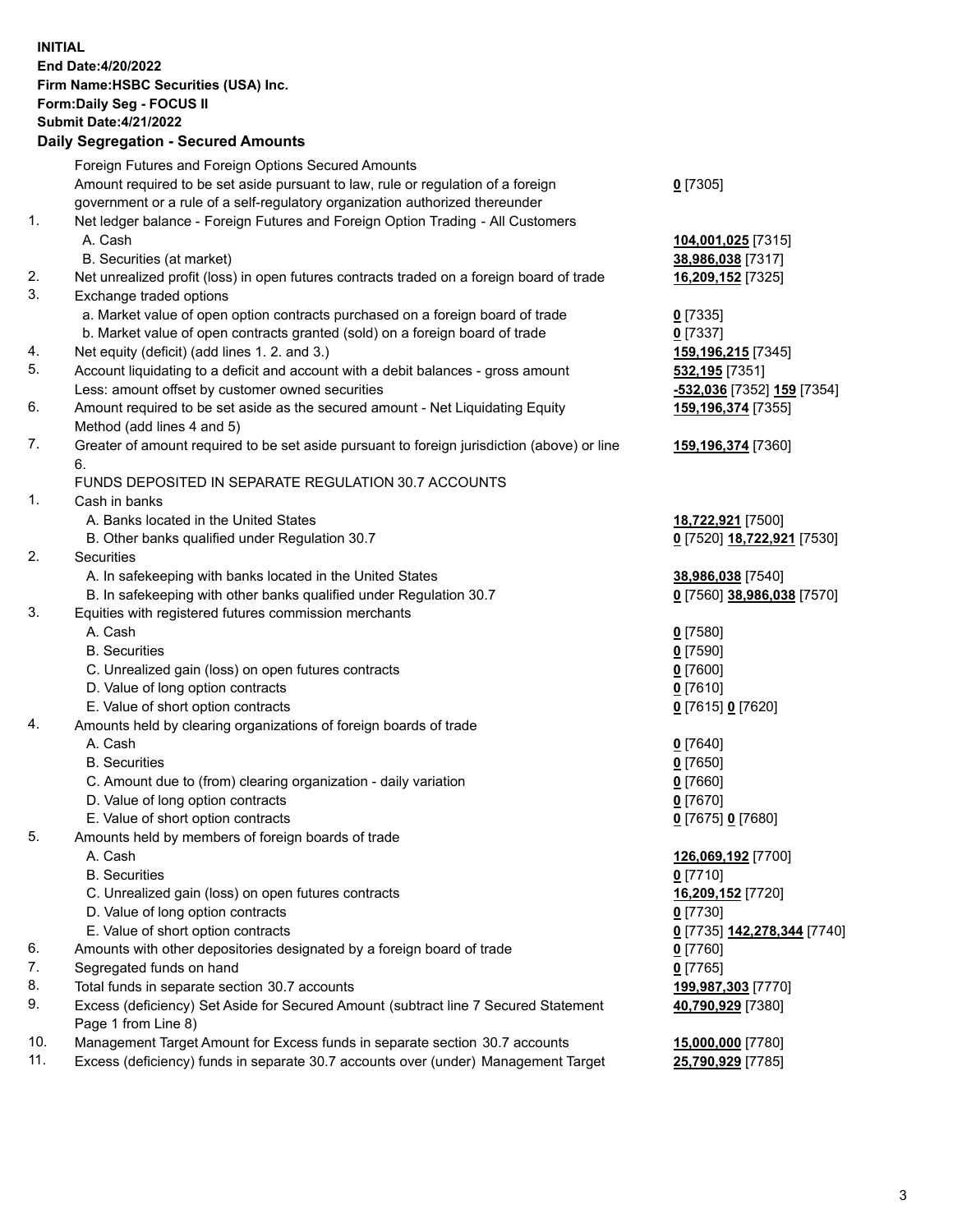**INITIAL**
**End Date:4/20/2022**
**Firm Name:HSBC Securities (USA) Inc.**
**Form:Daily Seg - FOCUS II**
**Submit Date:4/21/2022**

## Daily Segregation - Secured Amounts

| | | |
|---|---|---|
| | Foreign Futures and Foreign Options Secured Amounts | |
| | Amount required to be set aside pursuant to law, rule or regulation of a foreign government or a rule of a self-regulatory organization authorized thereunder | **0** [7305] |
| 1. | Net ledger balance - Foreign Futures and Foreign Option Trading - All Customers | |
| | A. Cash | **104,001,025** [7315] |
| | B. Securities (at market) | **38,986,038** [7317] |
| 2. | Net unrealized profit (loss) in open futures contracts traded on a foreign board of trade | **16,209,152** [7325] |
| 3. | Exchange traded options | |
| | a. Market value of open option contracts purchased on a foreign board of trade | **0** [7335] |
| | b. Market value of open contracts granted (sold) on a foreign board of trade | **0** [7337] |
| 4. | Net equity (deficit) (add lines 1. 2. and 3.) | **159,196,215** [7345] |
| 5. | Account liquidating to a deficit and account with a debit balances - gross amount | **532,195** [7351] |
| | Less: amount offset by customer owned securities | **-532,036** [7352] **159** [7354] |
| 6. | Amount required to be set aside as the secured amount - Net Liquidating Equity Method (add lines 4 and 5) | **159,196,374** [7355] |
| 7. | Greater of amount required to be set aside pursuant to foreign jurisdiction (above) or line 6. | **159,196,374** [7360] |
| | FUNDS DEPOSITED IN SEPARATE REGULATION 30.7 ACCOUNTS | |
| 1. | Cash in banks | |
| | A. Banks located in the United States | **18,722,921** [7500] |
| | B. Other banks qualified under Regulation 30.7 | **0** [7520] **18,722,921** [7530] |
| 2. | Securities | |
| | A. In safekeeping with banks located in the United States | **38,986,038** [7540] |
| | B. In safekeeping with other banks qualified under Regulation 30.7 | **0** [7560] **38,986,038** [7570] |
| 3. | Equities with registered futures commission merchants | |
| | A. Cash | **0** [7580] |
| | B. Securities | **0** [7590] |
| | C. Unrealized gain (loss) on open futures contracts | **0** [7600] |
| | D. Value of long option contracts | **0** [7610] |
| | E. Value of short option contracts | **0** [7615] **0** [7620] |
| 4. | Amounts held by clearing organizations of foreign boards of trade | |
| | A. Cash | **0** [7640] |
| | B. Securities | **0** [7650] |
| | C. Amount due to (from) clearing organization - daily variation | **0** [7660] |
| | D. Value of long option contracts | **0** [7670] |
| | E. Value of short option contracts | **0** [7675] **0** [7680] |
| 5. | Amounts held by members of foreign boards of trade | |
| | A. Cash | **126,069,192** [7700] |
| | B. Securities | **0** [7710] |
| | C. Unrealized gain (loss) on open futures contracts | **16,209,152** [7720] |
| | D. Value of long option contracts | **0** [7730] |
| | E. Value of short option contracts | **0** [7735] **142,278,344** [7740] |
| 6. | Amounts with other depositories designated by a foreign board of trade | **0** [7760] |
| 7. | Segregated funds on hand | **0** [7765] |
| 8. | Total funds in separate section 30.7 accounts | **199,987,303** [7770] |
| 9. | Excess (deficiency) Set Aside for Secured Amount (subtract line 7 Secured Statement Page 1 from Line 8) | **40,790,929** [7380] |
| 10. | Management Target Amount for Excess funds in separate section 30.7 accounts | **15,000,000** [7780] |
| 11. | Excess (deficiency) funds in separate 30.7 accounts over (under) Management Target | **25,790,929** [7785] |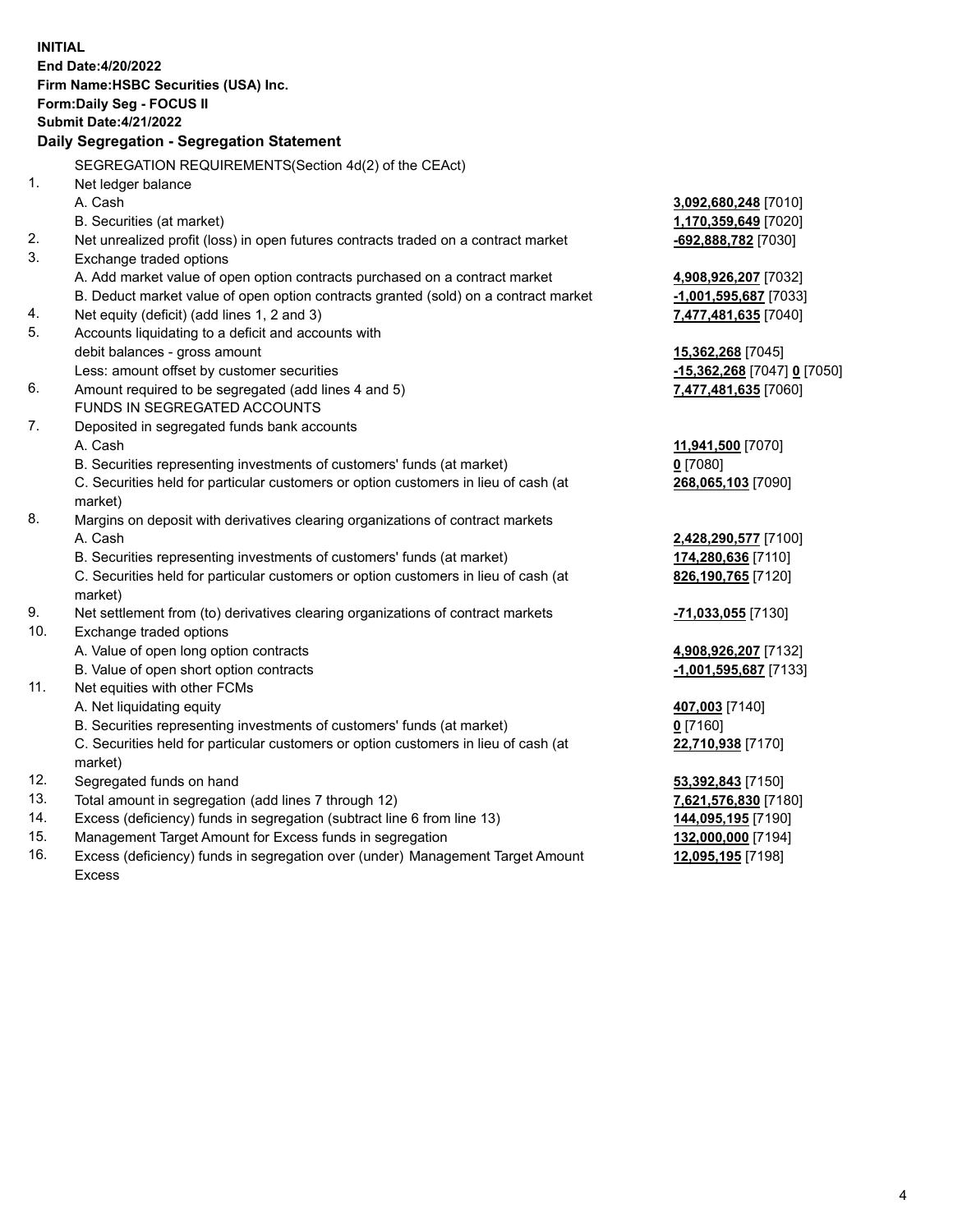**INITIAL**
**End Date:4/20/2022**
**Firm Name:HSBC Securities (USA) Inc.**
**Form:Daily Seg - FOCUS II**
**Submit Date:4/21/2022**

## Daily Segregation - Segregation Statement

SEGREGATION REQUIREMENTS(Section 4d(2) of the CEAct)

| | | |
|---|---|---|
| 1. | Net ledger balance | |
| | A. Cash | 3,092,680,248 [7010] |
| | B. Securities (at market) | 1,170,359,649 [7020] |
| 2. | Net unrealized profit (loss) in open futures contracts traded on a contract market | -692,888,782 [7030] |
| 3. | Exchange traded options | |
| | A. Add market value of open option contracts purchased on a contract market | 4,908,926,207 [7032] |
| | B. Deduct market value of open option contracts granted (sold) on a contract market | -1,001,595,687 [7033] |
| 4. | Net equity (deficit) (add lines 1, 2 and 3) | 7,477,481,635 [7040] |
| 5. | Accounts liquidating to a deficit and accounts with debit balances - gross amount | 15,362,268 [7045] |
| | Less: amount offset by customer securities | -15,362,268 [7047] 0 [7050] |
| 6. | Amount required to be segregated (add lines 4 and 5) | 7,477,481,635 [7060] |
| | FUNDS IN SEGREGATED ACCOUNTS | |
| 7. | Deposited in segregated funds bank accounts | |
| | A. Cash | 11,941,500 [7070] |
| | B. Securities representing investments of customers' funds (at market) | 0 [7080] |
| | C. Securities held for particular customers or option customers in lieu of cash (at market) | 268,065,103 [7090] |
| 8. | Margins on deposit with derivatives clearing organizations of contract markets | |
| | A. Cash | 2,428,290,577 [7100] |
| | B. Securities representing investments of customers' funds (at market) | 174,280,636 [7110] |
| | C. Securities held for particular customers or option customers in lieu of cash (at market) | 826,190,765 [7120] |
| 9. | Net settlement from (to) derivatives clearing organizations of contract markets | -71,033,055 [7130] |
| 10. | Exchange traded options | |
| | A. Value of open long option contracts | 4,908,926,207 [7132] |
| | B. Value of open short option contracts | -1,001,595,687 [7133] |
| 11. | Net equities with other FCMs | |
| | A. Net liquidating equity | 407,003 [7140] |
| | B. Securities representing investments of customers' funds (at market) | 0 [7160] |
| | C. Securities held for particular customers or option customers in lieu of cash (at market) | 22,710,938 [7170] |
| 12. | Segregated funds on hand | 53,392,843 [7150] |
| 13. | Total amount in segregation (add lines 7 through 12) | 7,621,576,830 [7180] |
| 14. | Excess (deficiency) funds in segregation (subtract line 6 from line 13) | 144,095,195 [7190] |
| 15. | Management Target Amount for Excess funds in segregation | 132,000,000 [7194] |
| 16. | Excess (deficiency) funds in segregation over (under) Management Target Amount Excess | 12,095,195 [7198] |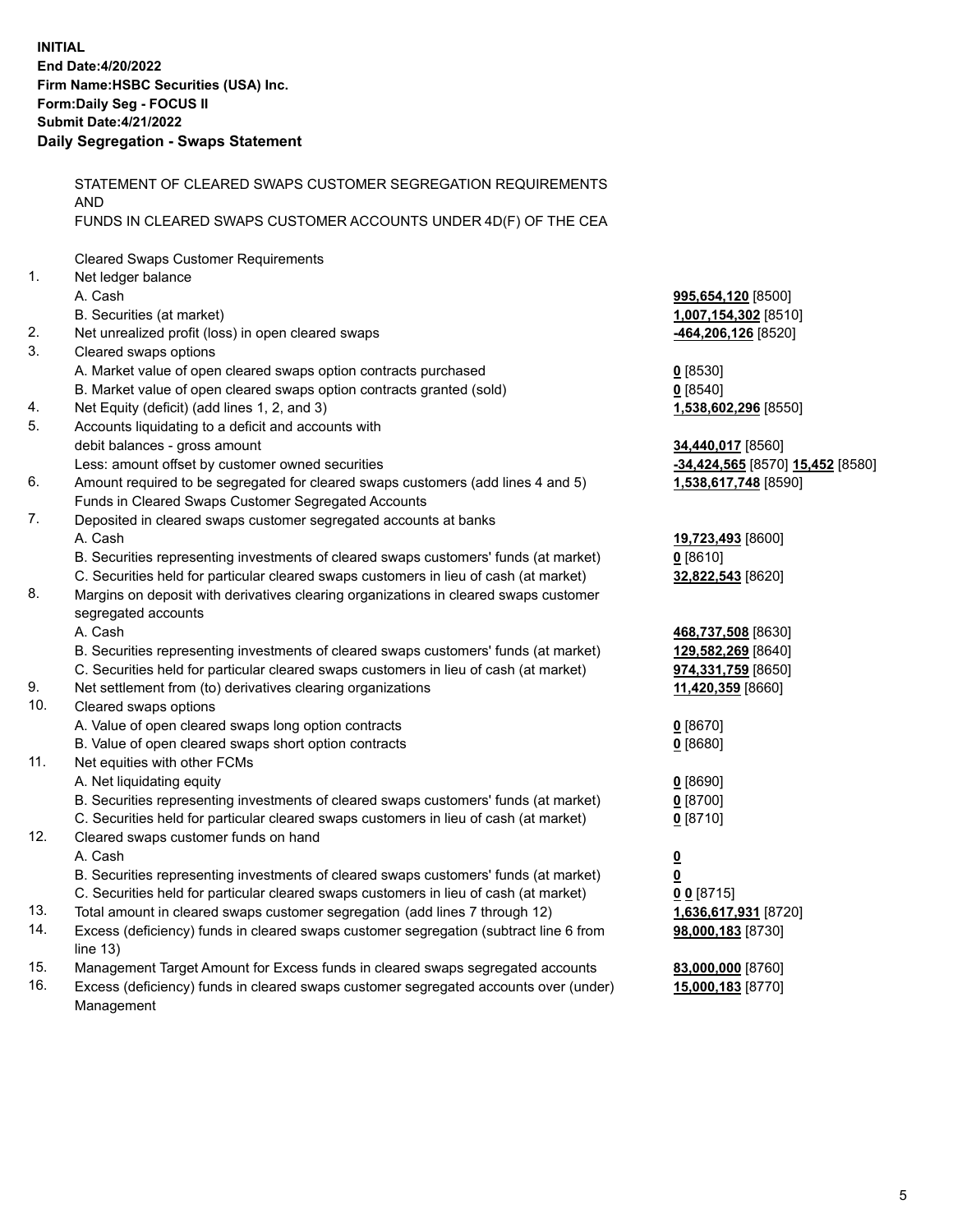**INITIAL**
**End Date:4/20/2022**
**Firm Name:HSBC Securities (USA) Inc.**
**Form:Daily Seg - FOCUS II**
**Submit Date:4/21/2022**
**Daily Segregation - Swaps Statement**

STATEMENT OF CLEARED SWAPS CUSTOMER SEGREGATION REQUIREMENTS AND
FUNDS IN CLEARED SWAPS CUSTOMER ACCOUNTS UNDER 4D(F) OF THE CEA

| | | |
|---|---|---|
| | Cleared Swaps Customer Requirements | |
| 1. | Net ledger balance | |
| | A. Cash | **995,654,120** [8500] |
| | B. Securities (at market) | **1,007,154,302** [8510] |
| 2. | Net unrealized profit (loss) in open cleared swaps | **-464,206,126** [8520] |
| 3. | Cleared swaps options | |
| | A. Market value of open cleared swaps option contracts purchased | **0** [8530] |
| | B. Market value of open cleared swaps option contracts granted (sold) | **0** [8540] |
| 4. | Net Equity (deficit) (add lines 1, 2, and 3) | **1,538,602,296** [8550] |
| 5. | Accounts liquidating to a deficit and accounts with debit balances - gross amount | **34,440,017** [8560] |
| | Less: amount offset by customer owned securities | **-34,424,565** [8570] **15,452** [8580] |
| 6. | Amount required to be segregated for cleared swaps customers (add lines 4 and 5) | **1,538,617,748** [8590] |
| | Funds in Cleared Swaps Customer Segregated Accounts | |
| 7. | Deposited in cleared swaps customer segregated accounts at banks | |
| | A. Cash | **19,723,493** [8600] |
| | B. Securities representing investments of cleared swaps customers' funds (at market) | **0** [8610] |
| | C. Securities held for particular cleared swaps customers in lieu of cash (at market) | **32,822,543** [8620] |
| 8. | Margins on deposit with derivatives clearing organizations in cleared swaps customer segregated accounts | |
| | A. Cash | **468,737,508** [8630] |
| | B. Securities representing investments of cleared swaps customers' funds (at market) | **129,582,269** [8640] |
| | C. Securities held for particular cleared swaps customers in lieu of cash (at market) | **974,331,759** [8650] |
| 9. | Net settlement from (to) derivatives clearing organizations | **11,420,359** [8660] |
| 10. | Cleared swaps options | |
| | A. Value of open cleared swaps long option contracts | **0** [8670] |
| | B. Value of open cleared swaps short option contracts | **0** [8680] |
| 11. | Net equities with other FCMs | |
| | A. Net liquidating equity | **0** [8690] |
| | B. Securities representing investments of cleared swaps customers' funds (at market) | **0** [8700] |
| | C. Securities held for particular cleared swaps customers in lieu of cash (at market) | **0** [8710] |
| 12. | Cleared swaps customer funds on hand | |
| | A. Cash | **0** |
| | B. Securities representing investments of cleared swaps customers' funds (at market) | **0** |
| | C. Securities held for particular cleared swaps customers in lieu of cash (at market) | **0** **0** [8715] |
| 13. | Total amount in cleared swaps customer segregation (add lines 7 through 12) | **1,636,617,931** [8720] |
| 14. | Excess (deficiency) funds in cleared swaps customer segregation (subtract line 6 from line 13) | **98,000,183** [8730] |
| 15. | Management Target Amount for Excess funds in cleared swaps segregated accounts | **83,000,000** [8760] |
| 16. | Excess (deficiency) funds in cleared swaps customer segregated accounts over (under) Management | **15,000,183** [8770] |